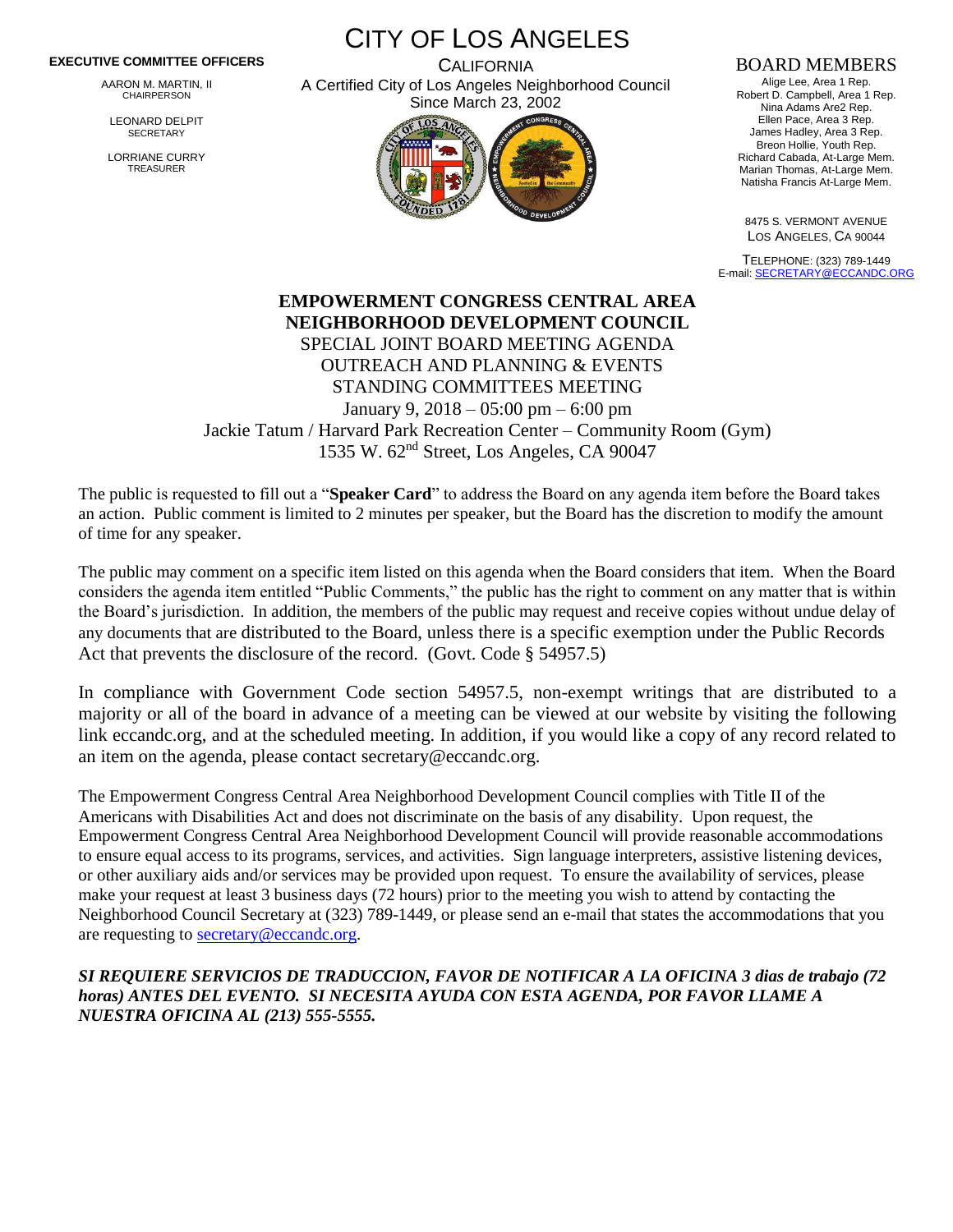**EXECUTIVE COMMITTEE OFFICERS**

AARON M. MARTIN, II
CHAIRPERSON

LEONARD DELPIT
SECRETARY

LORRIANE CURRY
TREASURER

# CITY OF LOS ANGELES

CALIFORNIA
A Certified City of Los Angeles Neighborhood Council
Since March 23, 2002

**BOARD MEMBERS**

Alige Lee, Area 1 Rep.
Robert D. Campbell, Area 1 Rep.
Nina Adams Are2 Rep.
Ellen Pace, Area 3 Rep.
James Hadley, Area 3 Rep.
Breon Hollie, Youth Rep.
Richard Cabada, At-Large Mem.
Marian Thomas, At-Large Mem.
Natisha Francis At-Large Mem.

8475 S. VERMONT AVENUE
LOS ANGELES, CA 90044

TELEPHONE: (323) 789-1449
E-mail: SECRETARY@ECCANDC.ORG

## EMPOWERMENT CONGRESS CENTRAL AREA NEIGHBORHOOD DEVELOPMENT COUNCIL

SPECIAL JOINT BOARD MEETING AGENDA
OUTREACH AND PLANNING & EVENTS
STANDING COMMITTEES MEETING
January 9, 2018 – 05:00 pm – 6:00 pm
Jackie Tatum / Harvard Park Recreation Center – Community Room (Gym)
1535 W. 62nd Street, Los Angeles, CA 90047

The public is requested to fill out a "**Speaker Card**" to address the Board on any agenda item before the Board takes an action. Public comment is limited to 2 minutes per speaker, but the Board has the discretion to modify the amount of time for any speaker.

The public may comment on a specific item listed on this agenda when the Board considers that item. When the Board considers the agenda item entitled "Public Comments," the public has the right to comment on any matter that is within the Board's jurisdiction. In addition, the members of the public may request and receive copies without undue delay of any documents that are distributed to the Board, unless there is a specific exemption under the Public Records Act that prevents the disclosure of the record. (Govt. Code § 54957.5)

In compliance with Government Code section 54957.5, non-exempt writings that are distributed to a majority or all of the board in advance of a meeting can be viewed at our website by visiting the following link eccandc.org, and at the scheduled meeting. In addition, if you would like a copy of any record related to an item on the agenda, please contact secretary@eccandc.org.

The Empowerment Congress Central Area Neighborhood Development Council complies with Title II of the Americans with Disabilities Act and does not discriminate on the basis of any disability. Upon request, the Empowerment Congress Central Area Neighborhood Development Council will provide reasonable accommodations to ensure equal access to its programs, services, and activities. Sign language interpreters, assistive listening devices, or other auxiliary aids and/or services may be provided upon request. To ensure the availability of services, please make your request at least 3 business days (72 hours) prior to the meeting you wish to attend by contacting the Neighborhood Council Secretary at (323) 789-1449, or please send an e-mail that states the accommodations that you are requesting to secretary@eccandc.org.

***SI REQUIERE SERVICIOS DE TRADUCCION, FAVOR DE NOTIFICAR A LA OFICINA 3 dias de trabajo (72 horas) ANTES DEL EVENTO. SI NECESITA AYUDA CON ESTA AGENDA, POR FAVOR LLAME A NUESTRA OFICINA AL (213) 555-5555.***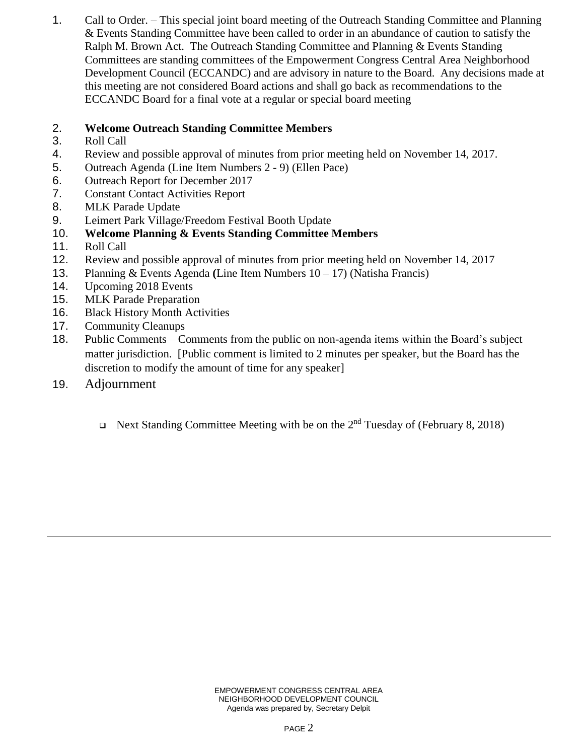1. Call to Order. – This special joint board meeting of the Outreach Standing Committee and Planning & Events Standing Committee have been called to order in an abundance of caution to satisfy the Ralph M. Brown Act. The Outreach Standing Committee and Planning & Events Standing Committees are standing committees of the Empowerment Congress Central Area Neighborhood Development Council (ECCANDC) and are advisory in nature to the Board. Any decisions made at this meeting are not considered Board actions and shall go back as recommendations to the ECCANDC Board for a final vote at a regular or special board meeting
2. **Welcome Outreach Standing Committee Members**
3. Roll Call
4. Review and possible approval of minutes from prior meeting held on November 14, 2017.
5. Outreach Agenda (Line Item Numbers 2 - 9) (Ellen Pace)
6. Outreach Report for December 2017
7. Constant Contact Activities Report
8. MLK Parade Update
9. Leimert Park Village/Freedom Festival Booth Update
10. **Welcome Planning & Events Standing Committee Members**
11. Roll Call
12. Review and possible approval of minutes from prior meeting held on November 14, 2017
13. Planning & Events Agenda **(**Line Item Numbers 10 – 17) (Natisha Francis)
14. Upcoming 2018 Events
15. MLK Parade Preparation
16. Black History Month Activities
17. Community Cleanups
18. Public Comments – Comments from the public on non-agenda items within the Board's subject matter jurisdiction. [Public comment is limited to 2 minutes per speaker, but the Board has the discretion to modify the amount of time for any speaker]
19. Adjournment

- Next Standing Committee Meeting with be on the 2nd Tuesday of (February 8, 2018)

---

EMPOWERMENT CONGRESS CENTRAL AREA
NEIGHBORHOOD DEVELOPMENT COUNCIL
Agenda was prepared by, Secretary Delpit